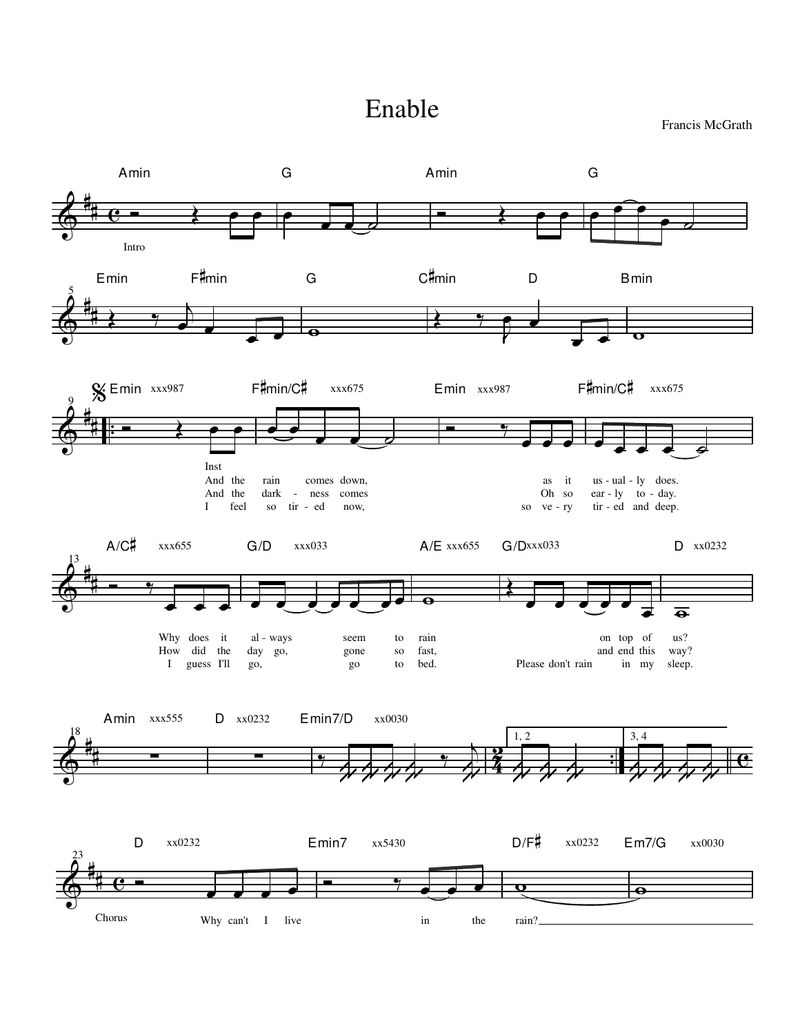# Enable

Francis McGrath

Amin G Amin G

Intro

Emin F♯min G C♯min D Bmin

Emin xxx987 F♯min/C♯ xxx675 Emin xxx987 F♯min/C♯ xxx675

Inst

And the rain comes down, as it us - ual - ly does.

And the dark - ness comes Oh so ear - ly to - day.

I feel so tir - ed now, so ve - ry tir - ed and deep.

A/C♯ xxx655 G/D xxx033 A/E xxx655 G/D xxx033 D xx0232

Why does it al - ways seem to rain on top of us?

How did the day go, gone so fast, and end this way?

I guess I'll go, go to bed. Please don't rain in my sleep.

Amin xxx555 D xx0232 Emin7/D xx0030

1, 2 3, 4

D xx0232 Emin7 xx5430 D/F♯ xx0232 Em7/G xx0030

Chorus

Why can't I live in the rain?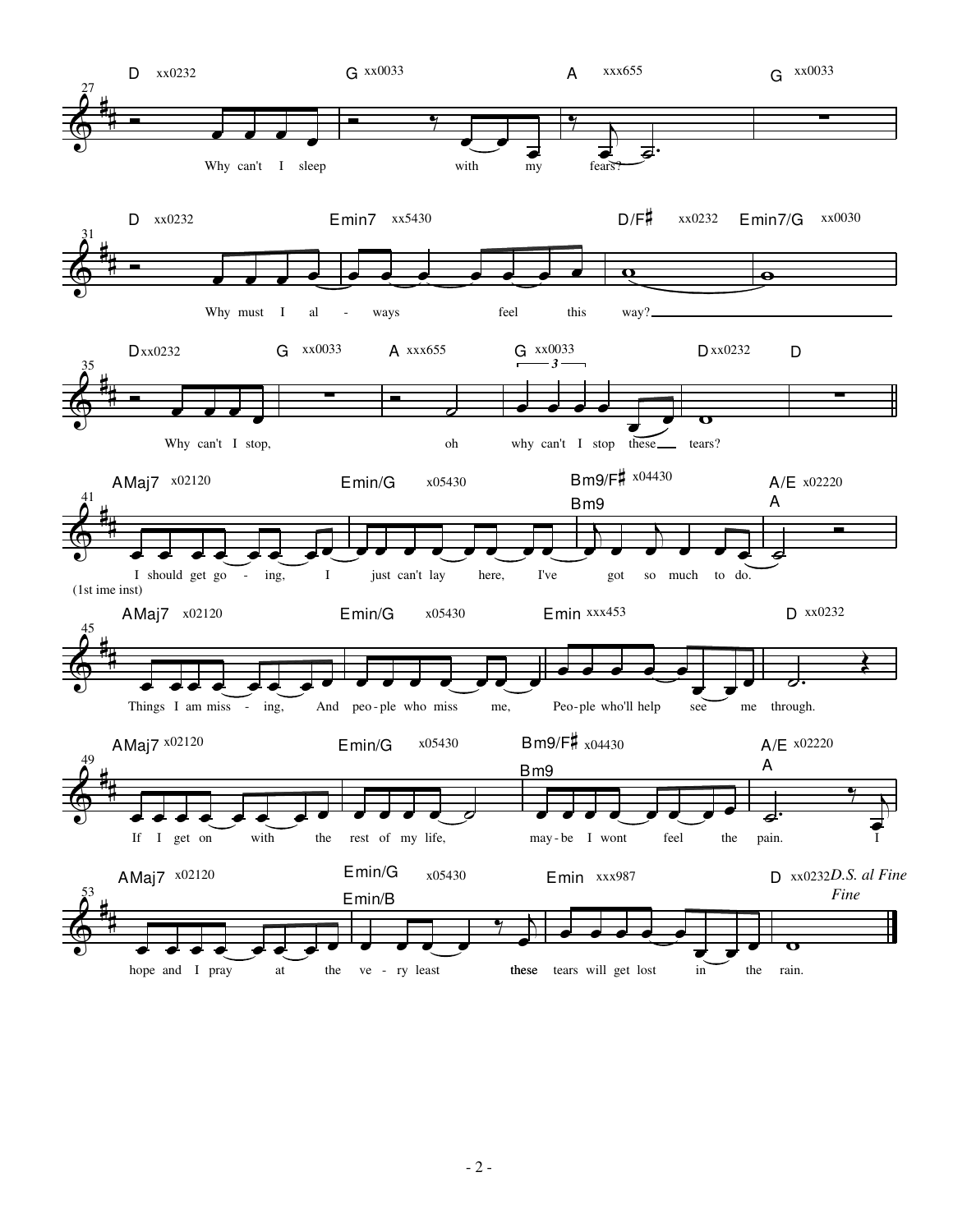D xx0232 | G xx0033 | A xxx655 | G xx0033

27 Why can't I sleep with my fears?

D xx0232 | Emin7 xx5430 | D/F♯ xx0232 | Emin7/G xx0030

31 Why must I al - ways feel this way?

D xx0232 | G xx0033 | A xxx655 | G xx0033 | D xx0232 | D

35 Why can't I stop, oh why can't I stop these tears?

AMaj7 x02120 | Emin/G x05430 | Bm9/F♯ x04430 Bm9 | A/E x02220 A

41 I should get go - ing, I just can't lay here, I've got so much to do.

(1st time inst)

AMaj7 x02120 | Emin/G x05430 | Emin xxx453 | D xx0232

45 Things I am miss - ing, And peo-ple who miss me, Peo-ple who'll help see me through.

AMaj7 x02120 | Emin/G x05430 | Bm9/F♯ x04430 Bm9 | A/E x02220 A

49 If I get on with the rest of my life, may-be I wont feel the pain. I

AMaj7 x02120 | Emin/G x05430 Emin/B | Emin xxx987 | D xx0232 *D.S. al Fine* *Fine*

53 hope and I pray at the ve - ry least these tears will get lost in the rain.